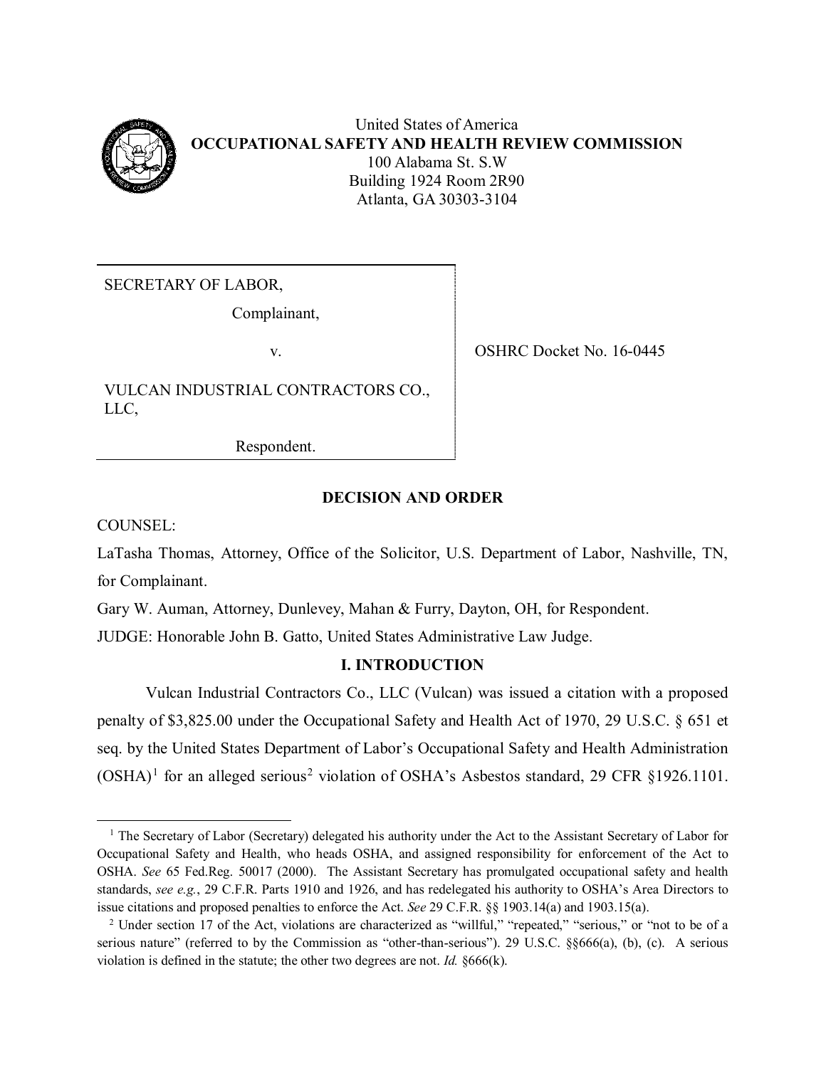United States of America
**OCCUPATIONAL SAFETY AND HEALTH REVIEW COMMISSION**
100 Alabama St. S.W
Building 1924 Room 2R90
Atlanta, GA 30303-3104

| | |
|---|---|
| SECRETARY OF LABOR,<br><br>Complainant,<br><br>v.<br><br>VULCAN INDUSTRIAL CONTRACTORS CO., LLC,<br><br>Respondent. | OSHRC Docket No. 16-0445 |

## DECISION AND ORDER

COUNSEL:

LaTasha Thomas, Attorney, Office of the Solicitor, U.S. Department of Labor, Nashville, TN, for Complainant.

Gary W. Auman, Attorney, Dunlevey, Mahan & Furry, Dayton, OH, for Respondent.

JUDGE: Honorable John B. Gatto, United States Administrative Law Judge.

## I. INTRODUCTION

Vulcan Industrial Contractors Co., LLC (Vulcan) was issued a citation with a proposed penalty of $3,825.00 under the Occupational Safety and Health Act of 1970, 29 U.S.C. § 651 et seq. by the United States Department of Labor's Occupational Safety and Health Administration (OSHA)[1] for an alleged serious[2] violation of OSHA's Asbestos standard, 29 CFR §1926.1101.

---

[1] The Secretary of Labor (Secretary) delegated his authority under the Act to the Assistant Secretary of Labor for Occupational Safety and Health, who heads OSHA, and assigned responsibility for enforcement of the Act to OSHA. *See* 65 Fed.Reg. 50017 (2000). The Assistant Secretary has promulgated occupational safety and health standards, *see e.g.*, 29 C.F.R. Parts 1910 and 1926, and has redelegated his authority to OSHA's Area Directors to issue citations and proposed penalties to enforce the Act. *See* 29 C.F.R. §§ 1903.14(a) and 1903.15(a).

[2] Under section 17 of the Act, violations are characterized as "willful," "repeated," "serious," or "not to be of a serious nature" (referred to by the Commission as "other-than-serious"). 29 U.S.C. §§666(a), (b), (c). A serious violation is defined in the statute; the other two degrees are not. *Id.* §666(k).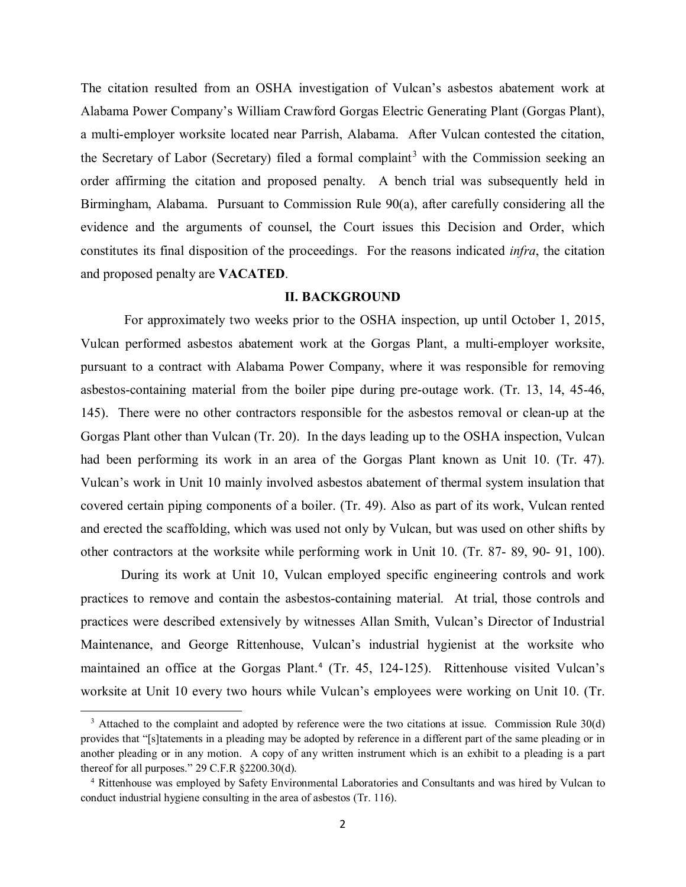The citation resulted from an OSHA investigation of Vulcan's asbestos abatement work at Alabama Power Company's William Crawford Gorgas Electric Generating Plant (Gorgas Plant), a multi-employer worksite located near Parrish, Alabama. After Vulcan contested the citation, the Secretary of Labor (Secretary) filed a formal complaint[3] with the Commission seeking an order affirming the citation and proposed penalty. A bench trial was subsequently held in Birmingham, Alabama. Pursuant to Commission Rule 90(a), after carefully considering all the evidence and the arguments of counsel, the Court issues this Decision and Order, which constitutes its final disposition of the proceedings. For the reasons indicated *infra*, the citation and proposed penalty are **VACATED**.

## II. BACKGROUND

For approximately two weeks prior to the OSHA inspection, up until October 1, 2015, Vulcan performed asbestos abatement work at the Gorgas Plant, a multi-employer worksite, pursuant to a contract with Alabama Power Company, where it was responsible for removing asbestos-containing material from the boiler pipe during pre-outage work. (Tr. 13, 14, 45-46, 145). There were no other contractors responsible for the asbestos removal or clean-up at the Gorgas Plant other than Vulcan (Tr. 20). In the days leading up to the OSHA inspection, Vulcan had been performing its work in an area of the Gorgas Plant known as Unit 10. (Tr. 47). Vulcan's work in Unit 10 mainly involved asbestos abatement of thermal system insulation that covered certain piping components of a boiler. (Tr. 49). Also as part of its work, Vulcan rented and erected the scaffolding, which was used not only by Vulcan, but was used on other shifts by other contractors at the worksite while performing work in Unit 10. (Tr. 87- 89, 90- 91, 100).

During its work at Unit 10, Vulcan employed specific engineering controls and work practices to remove and contain the asbestos-containing material. At trial, those controls and practices were described extensively by witnesses Allan Smith, Vulcan's Director of Industrial Maintenance, and George Rittenhouse, Vulcan's industrial hygienist at the worksite who maintained an office at the Gorgas Plant.[4] (Tr. 45, 124-125). Rittenhouse visited Vulcan's worksite at Unit 10 every two hours while Vulcan's employees were working on Unit 10. (Tr.

---

[3] Attached to the complaint and adopted by reference were the two citations at issue. Commission Rule 30(d) provides that "[s]tatements in a pleading may be adopted by reference in a different part of the same pleading or in another pleading or in any motion. A copy of any written instrument which is an exhibit to a pleading is a part thereof for all purposes." 29 C.F.R §2200.30(d).

[4] Rittenhouse was employed by Safety Environmental Laboratories and Consultants and was hired by Vulcan to conduct industrial hygiene consulting in the area of asbestos (Tr. 116).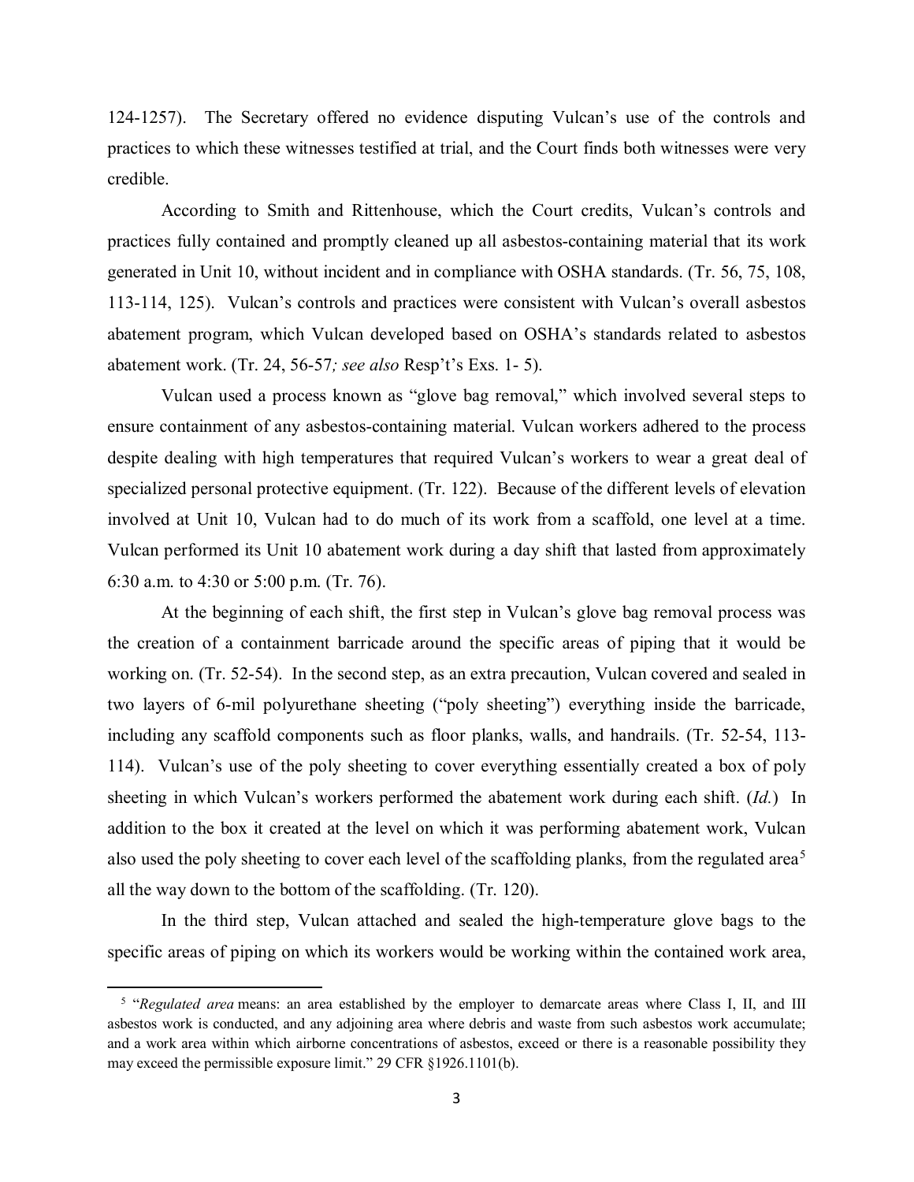124-1257). The Secretary offered no evidence disputing Vulcan's use of the controls and practices to which these witnesses testified at trial, and the Court finds both witnesses were very credible.

According to Smith and Rittenhouse, which the Court credits, Vulcan's controls and practices fully contained and promptly cleaned up all asbestos-containing material that its work generated in Unit 10, without incident and in compliance with OSHA standards. (Tr. 56, 75, 108, 113-114, 125). Vulcan's controls and practices were consistent with Vulcan's overall asbestos abatement program, which Vulcan developed based on OSHA's standards related to asbestos abatement work. (Tr. 24, 56-57*; see also* Resp't's Exs. 1- 5).

Vulcan used a process known as "glove bag removal," which involved several steps to ensure containment of any asbestos-containing material. Vulcan workers adhered to the process despite dealing with high temperatures that required Vulcan's workers to wear a great deal of specialized personal protective equipment. (Tr. 122). Because of the different levels of elevation involved at Unit 10, Vulcan had to do much of its work from a scaffold, one level at a time. Vulcan performed its Unit 10 abatement work during a day shift that lasted from approximately 6:30 a.m. to 4:30 or 5:00 p.m. (Tr. 76).

At the beginning of each shift, the first step in Vulcan's glove bag removal process was the creation of a containment barricade around the specific areas of piping that it would be working on. (Tr. 52-54). In the second step, as an extra precaution, Vulcan covered and sealed in two layers of 6-mil polyurethane sheeting ("poly sheeting") everything inside the barricade, including any scaffold components such as floor planks, walls, and handrails. (Tr. 52-54, 113-114). Vulcan's use of the poly sheeting to cover everything essentially created a box of poly sheeting in which Vulcan's workers performed the abatement work during each shift. (*Id.*) In addition to the box it created at the level on which it was performing abatement work, Vulcan also used the poly sheeting to cover each level of the scaffolding planks, from the regulated area[5] all the way down to the bottom of the scaffolding. (Tr. 120).

In the third step, Vulcan attached and sealed the high-temperature glove bags to the specific areas of piping on which its workers would be working within the contained work area,

[5] "*Regulated area* means: an area established by the employer to demarcate areas where Class I, II, and III asbestos work is conducted, and any adjoining area where debris and waste from such asbestos work accumulate; and a work area within which airborne concentrations of asbestos, exceed or there is a reasonable possibility they may exceed the permissible exposure limit." 29 CFR §1926.1101(b).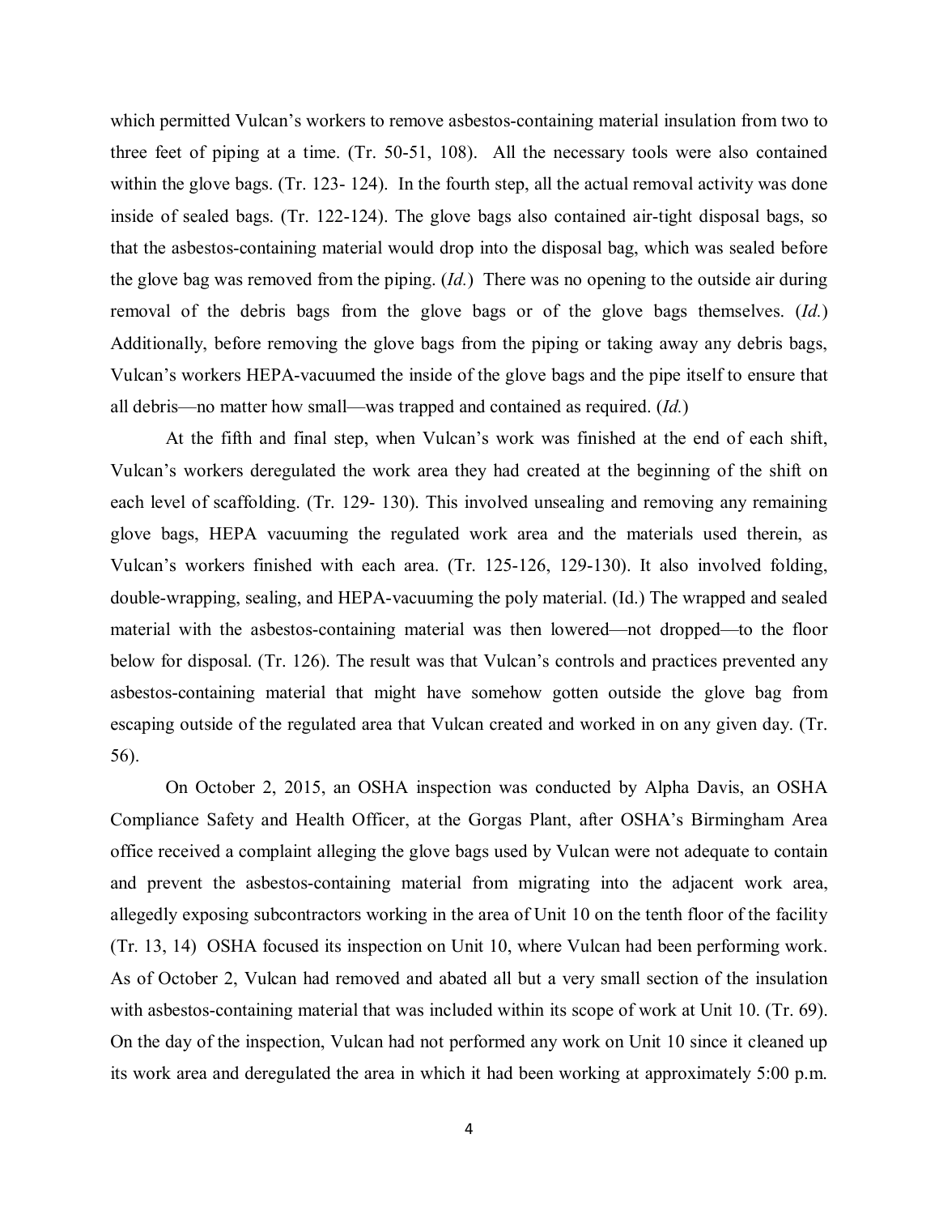which permitted Vulcan's workers to remove asbestos-containing material insulation from two to three feet of piping at a time. (Tr. 50-51, 108). All the necessary tools were also contained within the glove bags. (Tr. 123- 124). In the fourth step, all the actual removal activity was done inside of sealed bags. (Tr. 122-124). The glove bags also contained air-tight disposal bags, so that the asbestos-containing material would drop into the disposal bag, which was sealed before the glove bag was removed from the piping. (*Id.*) There was no opening to the outside air during removal of the debris bags from the glove bags or of the glove bags themselves. (*Id.*) Additionally, before removing the glove bags from the piping or taking away any debris bags, Vulcan's workers HEPA-vacuumed the inside of the glove bags and the pipe itself to ensure that all debris—no matter how small—was trapped and contained as required. (*Id.*)

At the fifth and final step, when Vulcan's work was finished at the end of each shift, Vulcan's workers deregulated the work area they had created at the beginning of the shift on each level of scaffolding. (Tr. 129- 130). This involved unsealing and removing any remaining glove bags, HEPA vacuuming the regulated work area and the materials used therein, as Vulcan's workers finished with each area. (Tr. 125-126, 129-130). It also involved folding, double-wrapping, sealing, and HEPA-vacuuming the poly material. (Id.) The wrapped and sealed material with the asbestos-containing material was then lowered—not dropped—to the floor below for disposal. (Tr. 126). The result was that Vulcan's controls and practices prevented any asbestos-containing material that might have somehow gotten outside the glove bag from escaping outside of the regulated area that Vulcan created and worked in on any given day. (Tr. 56).

On October 2, 2015, an OSHA inspection was conducted by Alpha Davis, an OSHA Compliance Safety and Health Officer, at the Gorgas Plant, after OSHA's Birmingham Area office received a complaint alleging the glove bags used by Vulcan were not adequate to contain and prevent the asbestos-containing material from migrating into the adjacent work area, allegedly exposing subcontractors working in the area of Unit 10 on the tenth floor of the facility (Tr. 13, 14) OSHA focused its inspection on Unit 10, where Vulcan had been performing work. As of October 2, Vulcan had removed and abated all but a very small section of the insulation with asbestos-containing material that was included within its scope of work at Unit 10. (Tr. 69). On the day of the inspection, Vulcan had not performed any work on Unit 10 since it cleaned up its work area and deregulated the area in which it had been working at approximately 5:00 p.m.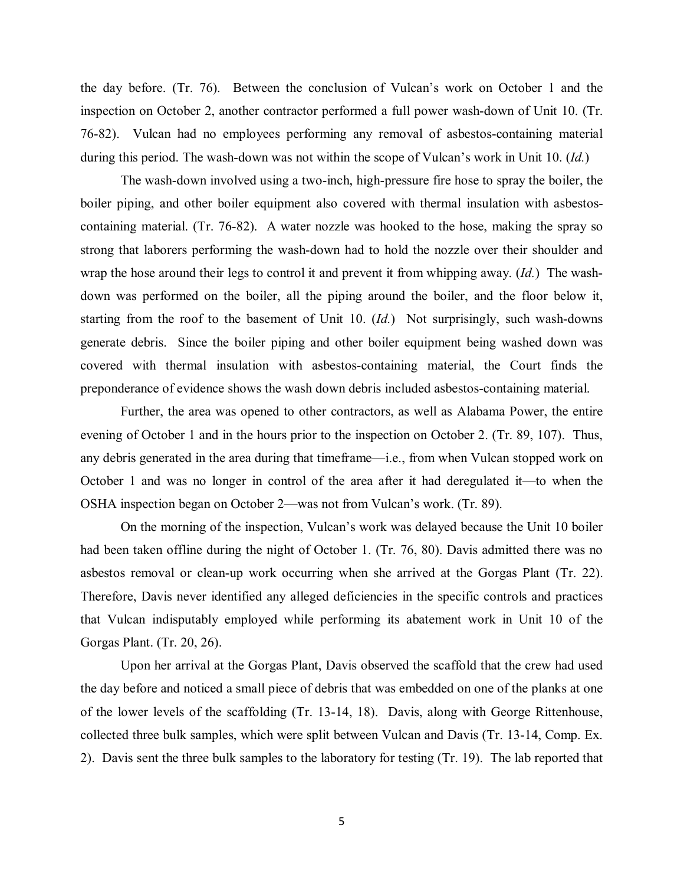the day before. (Tr. 76). Between the conclusion of Vulcan's work on October 1 and the inspection on October 2, another contractor performed a full power wash-down of Unit 10. (Tr. 76-82). Vulcan had no employees performing any removal of asbestos-containing material during this period. The wash-down was not within the scope of Vulcan's work in Unit 10. (*Id.*)

The wash-down involved using a two-inch, high-pressure fire hose to spray the boiler, the boiler piping, and other boiler equipment also covered with thermal insulation with asbestos-containing material. (Tr. 76-82). A water nozzle was hooked to the hose, making the spray so strong that laborers performing the wash-down had to hold the nozzle over their shoulder and wrap the hose around their legs to control it and prevent it from whipping away. (*Id.*) The wash-down was performed on the boiler, all the piping around the boiler, and the floor below it, starting from the roof to the basement of Unit 10. (*Id.*) Not surprisingly, such wash-downs generate debris. Since the boiler piping and other boiler equipment being washed down was covered with thermal insulation with asbestos-containing material, the Court finds the preponderance of evidence shows the wash down debris included asbestos-containing material.

Further, the area was opened to other contractors, as well as Alabama Power, the entire evening of October 1 and in the hours prior to the inspection on October 2. (Tr. 89, 107). Thus, any debris generated in the area during that timeframe—i.e., from when Vulcan stopped work on October 1 and was no longer in control of the area after it had deregulated it—to when the OSHA inspection began on October 2—was not from Vulcan's work. (Tr. 89).

On the morning of the inspection, Vulcan's work was delayed because the Unit 10 boiler had been taken offline during the night of October 1. (Tr. 76, 80). Davis admitted there was no asbestos removal or clean-up work occurring when she arrived at the Gorgas Plant (Tr. 22). Therefore, Davis never identified any alleged deficiencies in the specific controls and practices that Vulcan indisputably employed while performing its abatement work in Unit 10 of the Gorgas Plant. (Tr. 20, 26).

Upon her arrival at the Gorgas Plant, Davis observed the scaffold that the crew had used the day before and noticed a small piece of debris that was embedded on one of the planks at one of the lower levels of the scaffolding (Tr. 13-14, 18). Davis, along with George Rittenhouse, collected three bulk samples, which were split between Vulcan and Davis (Tr. 13-14, Comp. Ex. 2). Davis sent the three bulk samples to the laboratory for testing (Tr. 19). The lab reported that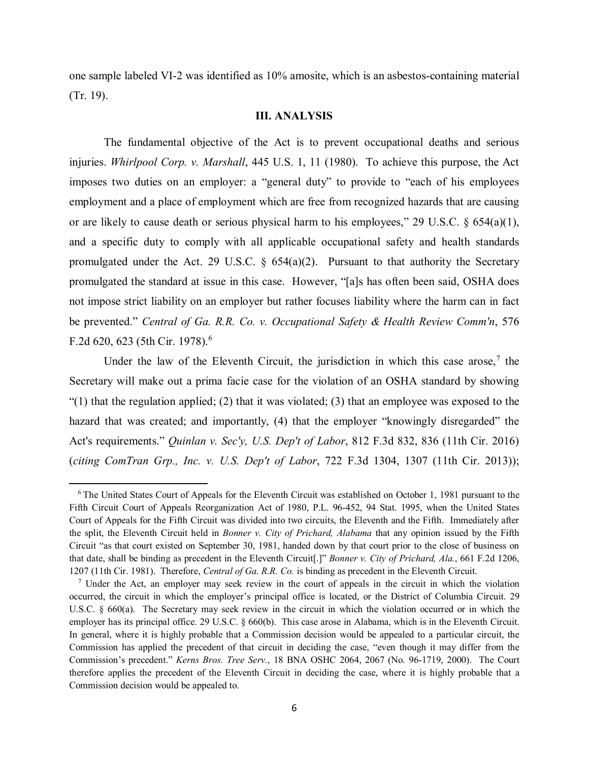one sample labeled VI-2 was identified as 10% amosite, which is an asbestos-containing material (Tr. 19).

## III. ANALYSIS

The fundamental objective of the Act is to prevent occupational deaths and serious injuries. *Whirlpool Corp. v. Marshall*, 445 U.S. 1, 11 (1980). To achieve this purpose, the Act imposes two duties on an employer: a "general duty" to provide to "each of his employees employment and a place of employment which are free from recognized hazards that are causing or are likely to cause death or serious physical harm to his employees," 29 U.S.C. § 654(a)(1), and a specific duty to comply with all applicable occupational safety and health standards promulgated under the Act. 29 U.S.C. § 654(a)(2). Pursuant to that authority the Secretary promulgated the standard at issue in this case. However, "[a]s has often been said, OSHA does not impose strict liability on an employer but rather focuses liability where the harm can in fact be prevented." *Central of Ga. R.R. Co. v. Occupational Safety & Health Review Comm'n*, 576 F.2d 620, 623 (5th Cir. 1978).[6]

Under the law of the Eleventh Circuit, the jurisdiction in which this case arose,[7] the Secretary will make out a prima facie case for the violation of an OSHA standard by showing "(1) that the regulation applied; (2) that it was violated; (3) that an employee was exposed to the hazard that was created; and importantly, (4) that the employer "knowingly disregarded" the Act's requirements." *Quinlan v. Sec'y, U.S. Dep't of Labor*, 812 F.3d 832, 836 (11th Cir. 2016) (*citing ComTran Grp., Inc. v. U.S. Dep't of Labor*, 722 F.3d 1304, 1307 (11th Cir. 2013));

---

[6] The United States Court of Appeals for the Eleventh Circuit was established on October 1, 1981 pursuant to the Fifth Circuit Court of Appeals Reorganization Act of 1980, P.L. 96-452, 94 Stat. 1995, when the United States Court of Appeals for the Fifth Circuit was divided into two circuits, the Eleventh and the Fifth. Immediately after the split, the Eleventh Circuit held in *Bonner v. City of Prichard, Alabama* that any opinion issued by the Fifth Circuit "as that court existed on September 30, 1981, handed down by that court prior to the close of business on that date, shall be binding as precedent in the Eleventh Circuit[.]" *Bonner v. City of Prichard, Ala.*, 661 F.2d 1206, 1207 (11th Cir. 1981). Therefore, *Central of Ga. R.R. Co.* is binding as precedent in the Eleventh Circuit.

[7] Under the Act, an employer may seek review in the court of appeals in the circuit in which the violation occurred, the circuit in which the employer's principal office is located, or the District of Columbia Circuit. 29 U.S.C. § 660(a). The Secretary may seek review in the circuit in which the violation occurred or in which the employer has its principal office. 29 U.S.C. § 660(b). This case arose in Alabama, which is in the Eleventh Circuit. In general, where it is highly probable that a Commission decision would be appealed to a particular circuit, the Commission has applied the precedent of that circuit in deciding the case, "even though it may differ from the Commission's precedent." *Kerns Bros. Tree Serv.*, 18 BNA OSHC 2064, 2067 (No. 96-1719, 2000). The Court therefore applies the precedent of the Eleventh Circuit in deciding the case, where it is highly probable that a Commission decision would be appealed to.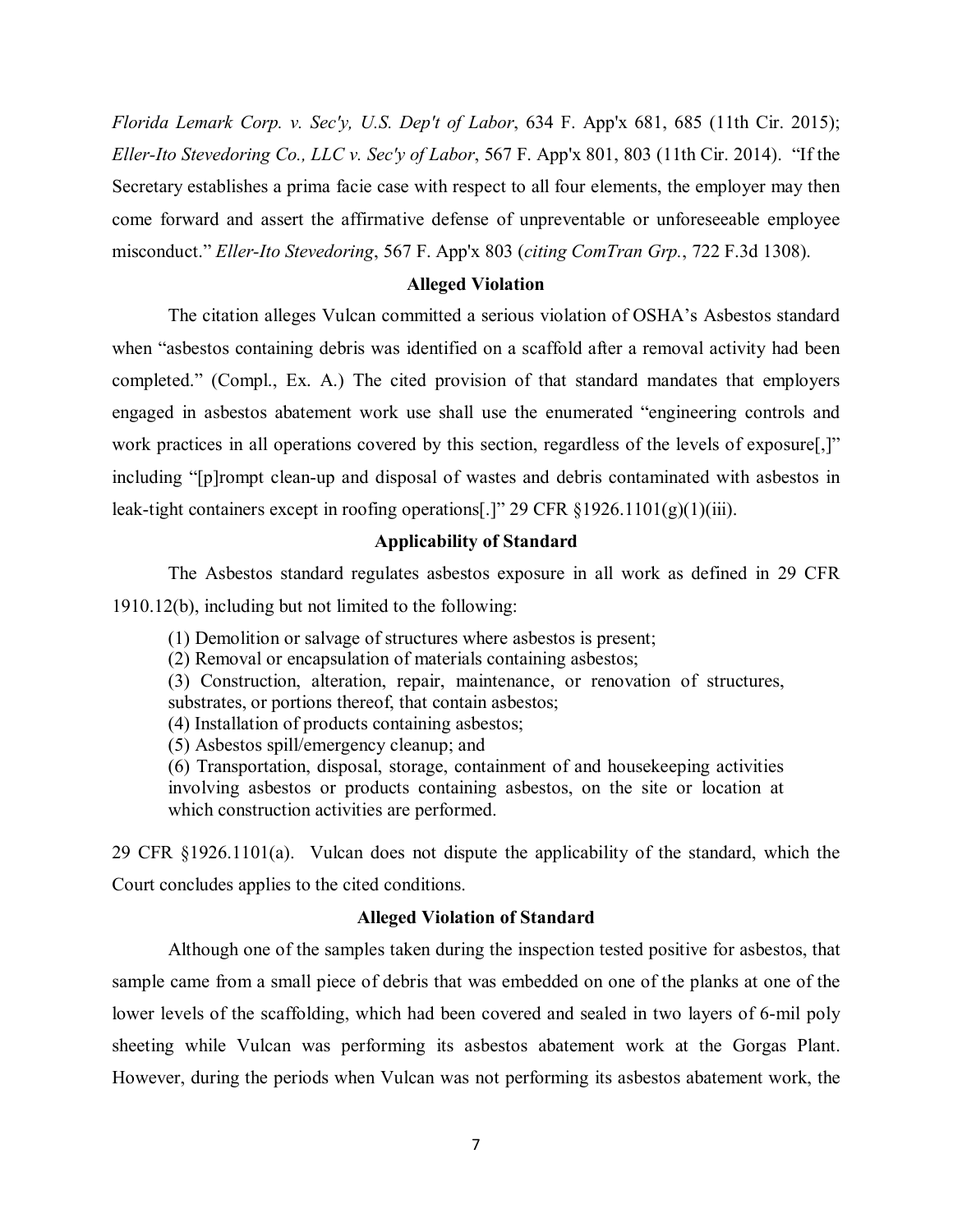*Florida Lemark Corp. v. Sec'y, U.S. Dep't of Labor*, 634 F. App'x 681, 685 (11th Cir. 2015); *Eller-Ito Stevedoring Co., LLC v. Sec'y of Labor*, 567 F. App'x 801, 803 (11th Cir. 2014). "If the Secretary establishes a prima facie case with respect to all four elements, the employer may then come forward and assert the affirmative defense of unpreventable or unforeseeable employee misconduct." *Eller-Ito Stevedoring*, 567 F. App'x 803 (*citing ComTran Grp.*, 722 F.3d 1308).

**Alleged Violation**

The citation alleges Vulcan committed a serious violation of OSHA's Asbestos standard when "asbestos containing debris was identified on a scaffold after a removal activity had been completed." (Compl., Ex. A.) The cited provision of that standard mandates that employers engaged in asbestos abatement work use shall use the enumerated "engineering controls and work practices in all operations covered by this section, regardless of the levels of exposure[,]" including "[p]rompt clean-up and disposal of wastes and debris contaminated with asbestos in leak-tight containers except in roofing operations[.]" 29 CFR §1926.1101(g)(1)(iii).

**Applicability of Standard**

The Asbestos standard regulates asbestos exposure in all work as defined in 29 CFR 1910.12(b), including but not limited to the following:

> (1) Demolition or salvage of structures where asbestos is present;
> (2) Removal or encapsulation of materials containing asbestos;
> (3) Construction, alteration, repair, maintenance, or renovation of structures, substrates, or portions thereof, that contain asbestos;
> (4) Installation of products containing asbestos;
> (5) Asbestos spill/emergency cleanup; and
> (6) Transportation, disposal, storage, containment of and housekeeping activities involving asbestos or products containing asbestos, on the site or location at which construction activities are performed.

29 CFR §1926.1101(a). Vulcan does not dispute the applicability of the standard, which the Court concludes applies to the cited conditions.

**Alleged Violation of Standard**

Although one of the samples taken during the inspection tested positive for asbestos, that sample came from a small piece of debris that was embedded on one of the planks at one of the lower levels of the scaffolding, which had been covered and sealed in two layers of 6-mil poly sheeting while Vulcan was performing its asbestos abatement work at the Gorgas Plant. However, during the periods when Vulcan was not performing its asbestos abatement work, the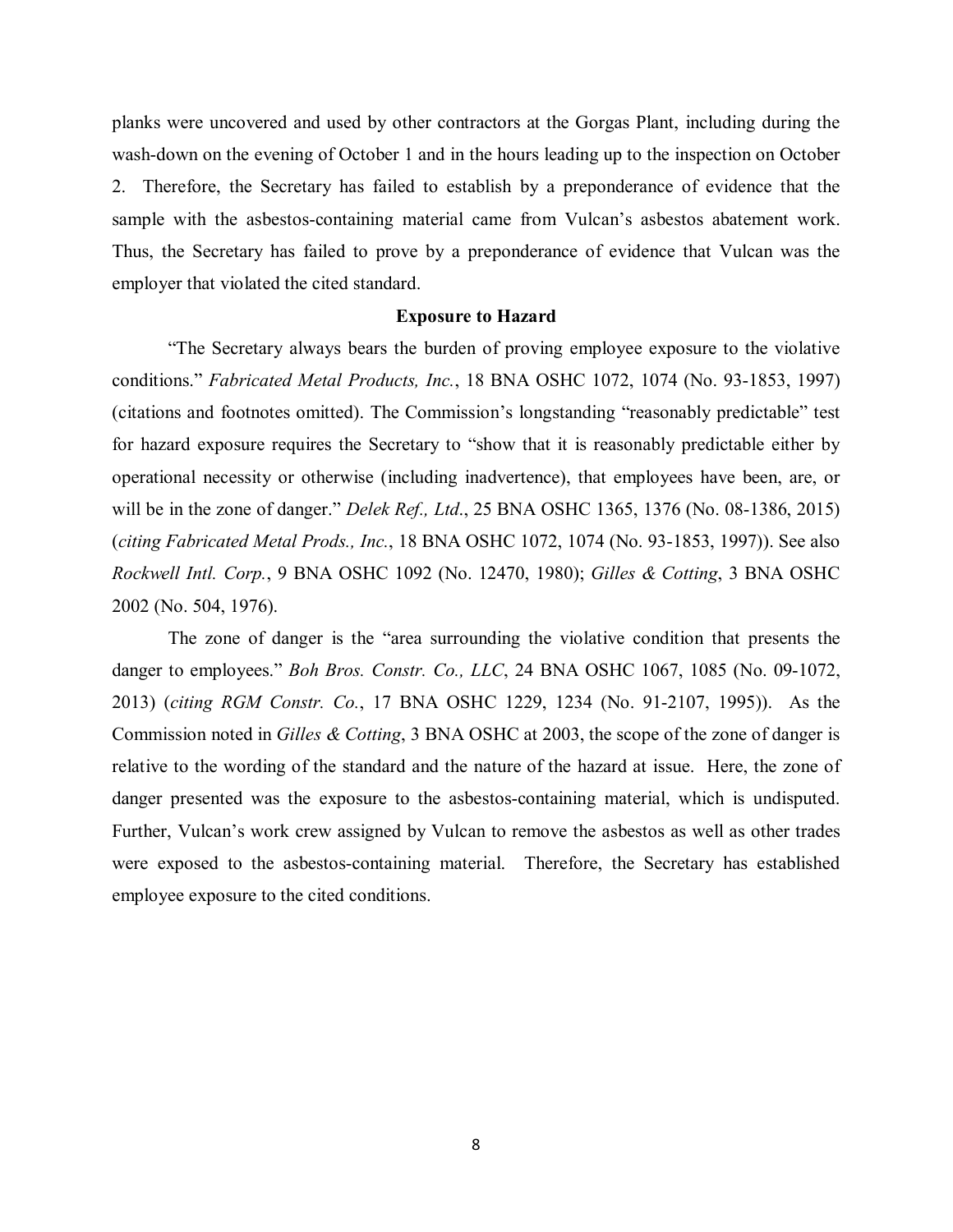planks were uncovered and used by other contractors at the Gorgas Plant, including during the wash-down on the evening of October 1 and in the hours leading up to the inspection on October 2. Therefore, the Secretary has failed to establish by a preponderance of evidence that the sample with the asbestos-containing material came from Vulcan's asbestos abatement work. Thus, the Secretary has failed to prove by a preponderance of evidence that Vulcan was the employer that violated the cited standard.

**Exposure to Hazard**

"The Secretary always bears the burden of proving employee exposure to the violative conditions." *Fabricated Metal Products, Inc.*, 18 BNA OSHC 1072, 1074 (No. 93-1853, 1997) (citations and footnotes omitted). The Commission's longstanding "reasonably predictable" test for hazard exposure requires the Secretary to "show that it is reasonably predictable either by operational necessity or otherwise (including inadvertence), that employees have been, are, or will be in the zone of danger." *Delek Ref., Ltd*., 25 BNA OSHC 1365, 1376 (No. 08-1386, 2015) (*citing Fabricated Metal Prods., Inc.*, 18 BNA OSHC 1072, 1074 (No. 93-1853, 1997)). See also *Rockwell Intl. Corp.*, 9 BNA OSHC 1092 (No. 12470, 1980); *Gilles & Cotting*, 3 BNA OSHC 2002 (No. 504, 1976).

The zone of danger is the "area surrounding the violative condition that presents the danger to employees." *Boh Bros. Constr. Co., LLC*, 24 BNA OSHC 1067, 1085 (No. 09-1072, 2013) (*citing RGM Constr. Co.*, 17 BNA OSHC 1229, 1234 (No. 91-2107, 1995)). As the Commission noted in *Gilles & Cotting*, 3 BNA OSHC at 2003, the scope of the zone of danger is relative to the wording of the standard and the nature of the hazard at issue. Here, the zone of danger presented was the exposure to the asbestos-containing material, which is undisputed. Further, Vulcan's work crew assigned by Vulcan to remove the asbestos as well as other trades were exposed to the asbestos-containing material. Therefore, the Secretary has established employee exposure to the cited conditions.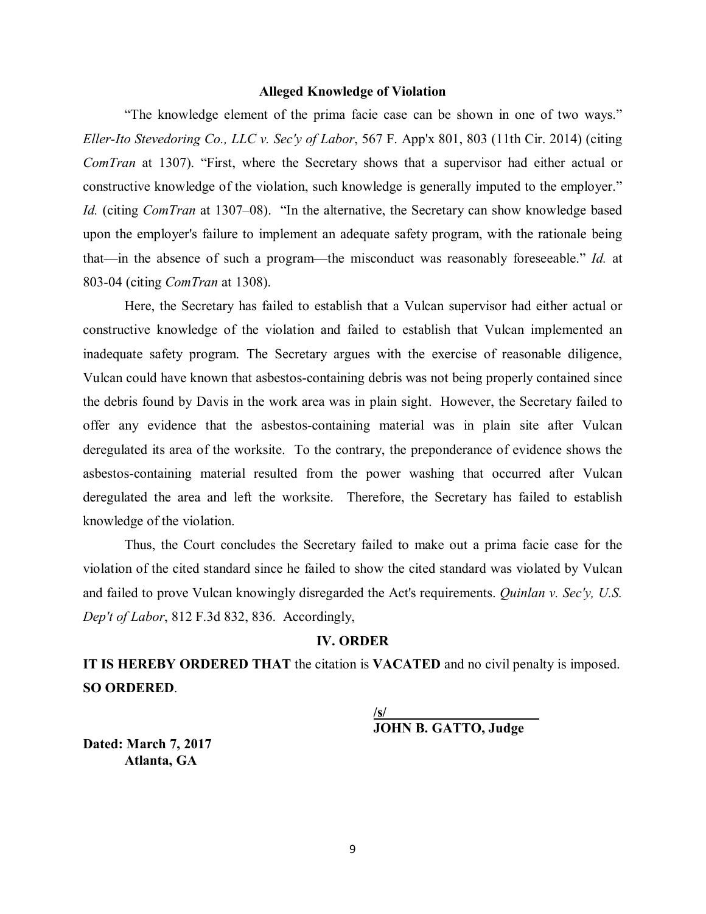### Alleged Knowledge of Violation

"The knowledge element of the prima facie case can be shown in one of two ways." *Eller-Ito Stevedoring Co., LLC v. Sec'y of Labor*, 567 F. App'x 801, 803 (11th Cir. 2014) (citing *ComTran* at 1307). "First, where the Secretary shows that a supervisor had either actual or constructive knowledge of the violation, such knowledge is generally imputed to the employer." *Id.* (citing *ComTran* at 1307–08). "In the alternative, the Secretary can show knowledge based upon the employer's failure to implement an adequate safety program, with the rationale being that—in the absence of such a program—the misconduct was reasonably foreseeable." *Id.* at 803-04 (citing *ComTran* at 1308).

Here, the Secretary has failed to establish that a Vulcan supervisor had either actual or constructive knowledge of the violation and failed to establish that Vulcan implemented an inadequate safety program. The Secretary argues with the exercise of reasonable diligence, Vulcan could have known that asbestos-containing debris was not being properly contained since the debris found by Davis in the work area was in plain sight. However, the Secretary failed to offer any evidence that the asbestos-containing material was in plain site after Vulcan deregulated its area of the worksite. To the contrary, the preponderance of evidence shows the asbestos-containing material resulted from the power washing that occurred after Vulcan deregulated the area and left the worksite. Therefore, the Secretary has failed to establish knowledge of the violation.

Thus, the Court concludes the Secretary failed to make out a prima facie case for the violation of the cited standard since he failed to show the cited standard was violated by Vulcan and failed to prove Vulcan knowingly disregarded the Act's requirements. *Quinlan v. Sec'y, U.S. Dep't of Labor*, 812 F.3d 832, 836. Accordingly,

## IV. ORDER

**IT IS HEREBY ORDERED THAT** the citation is **VACATED** and no civil penalty is imposed.
**SO ORDERED**.

**/s/**
**JOHN B. GATTO, Judge**

**Dated: March 7, 2017**
**Atlanta, GA**